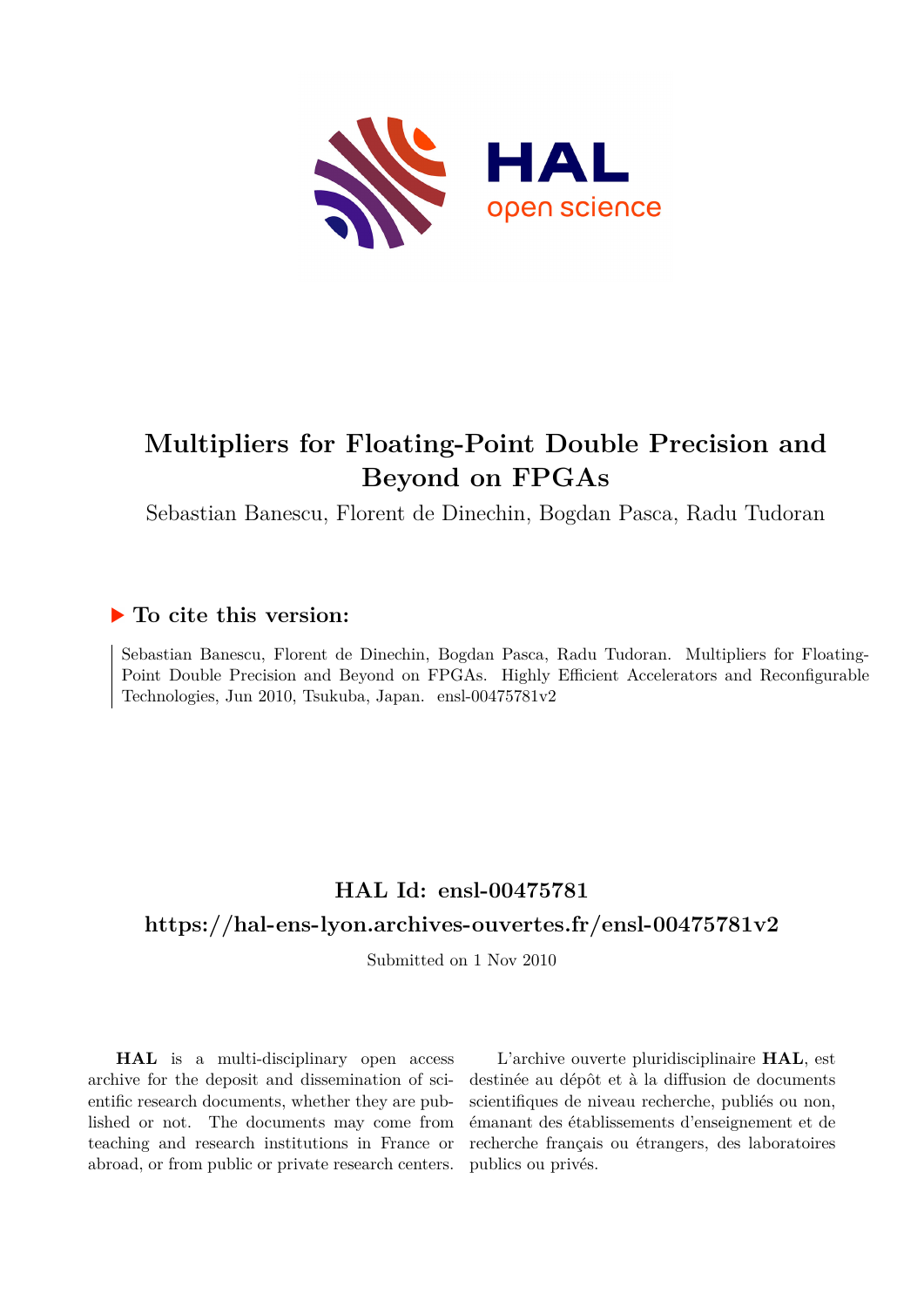# Multipliers for Floating-Point Double Precision and Beyond on FPGAs

Sebastian Banescu, Florent de Dinechin, Bogdan Pasca, Radu Tudoran

## ▶ To cite this version:

Sebastian Banescu, Florent de Dinechin, Bogdan Pasca, Radu Tudoran. Multipliers for Floating-Point Double Precision and Beyond on FPGAs. Highly Efficient Accelerators and Reconfigurable Technologies, Jun 2010, Tsukuba, Japan. ensl-00475781v2

## HAL Id: ensl-00475781

## https://hal-ens-lyon.archives-ouvertes.fr/ensl-00475781v2

Submitted on 1 Nov 2010

**HAL** is a multi-disciplinary open access archive for the deposit and dissemination of scientific research documents, whether they are published or not. The documents may come from teaching and research institutions in France or abroad, or from public or private research centers.

L'archive ouverte pluridisciplinaire **HAL**, est destinée au dépôt et à la diffusion de documents scientifiques de niveau recherche, publiés ou non, émanant des établissements d'enseignement et de recherche français ou étrangers, des laboratoires publics ou privés.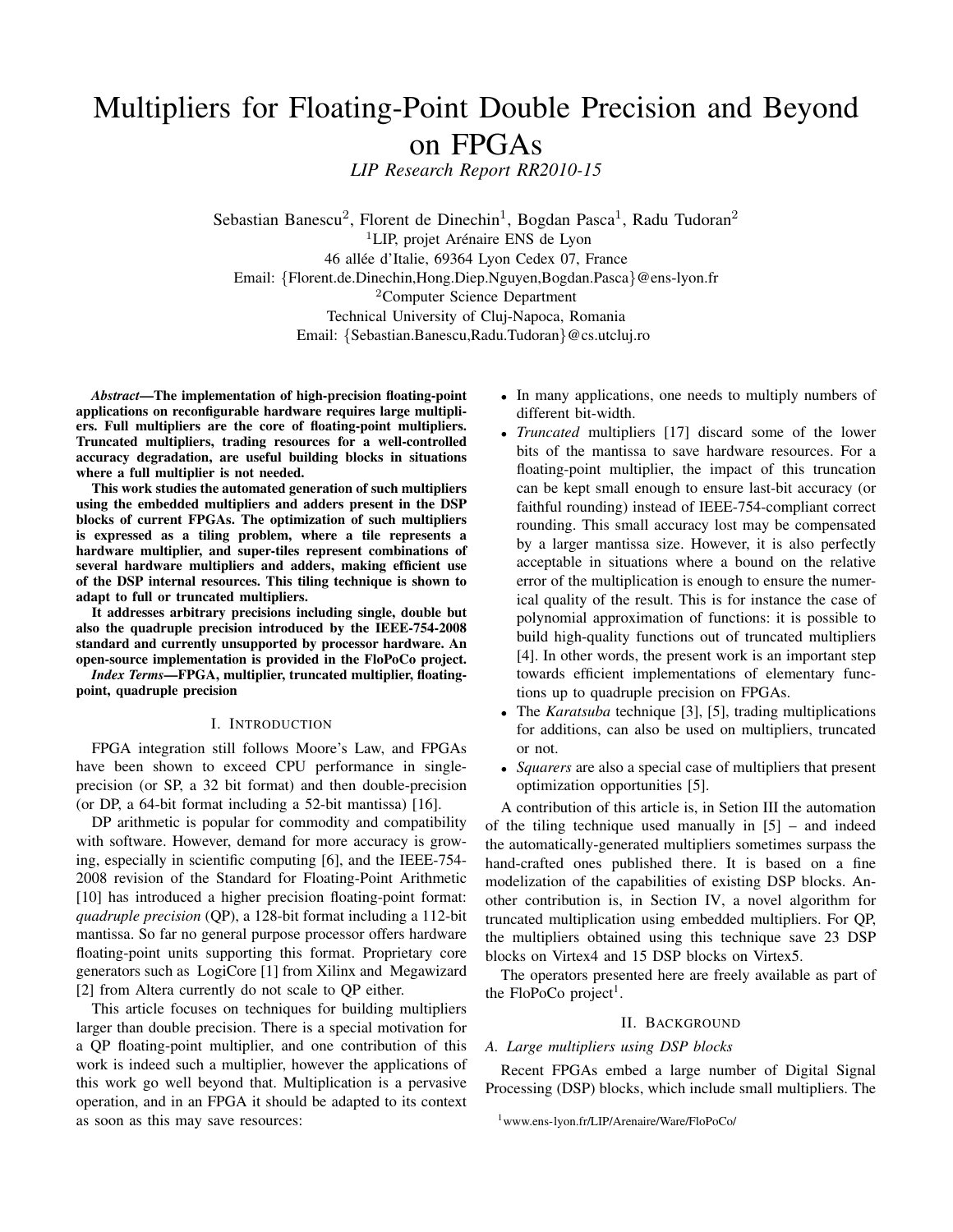# Multipliers for Floating-Point Double Precision and Beyond on FPGAs

*LIP Research Report RR2010-15*

Sebastian Banescu[2], Florent de Dinechin[1], Bogdan Pasca[1], Radu Tudoran[2]

[1]LIP, projet Arénaire ENS de Lyon
46 allée d'Italie, 69364 Lyon Cedex 07, France
Email: {Florent.de.Dinechin,Hong.Diep.Nguyen,Bogdan.Pasca}@ens-lyon.fr

[2]Computer Science Department
Technical University of Cluj-Napoca, Romania
Email: {Sebastian.Banescu,Radu.Tudoran}@cs.utcluj.ro

***Abstract*—The implementation of high-precision floating-point applications on reconfigurable hardware requires large multipliers. Full multipliers are the core of floating-point multipliers. Truncated multipliers, trading resources for a well-controlled accuracy degradation, are useful building blocks in situations where a full multiplier is not needed.**

**This work studies the automated generation of such multipliers using the embedded multipliers and adders present in the DSP blocks of current FPGAs. The optimization of such multipliers is expressed as a tiling problem, where a tile represents a hardware multiplier, and super-tiles represent combinations of several hardware multipliers and adders, making efficient use of the DSP internal resources. This tiling technique is shown to adapt to full or truncated multipliers.**

**It addresses arbitrary precisions including single, double but also the quadruple precision introduced by the IEEE-754-2008 standard and currently unsupported by processor hardware. An open-source implementation is provided in the FloPoCo project.**

***Index Terms*—FPGA, multiplier, truncated multiplier, floating-point, quadruple precision**

## I. Introduction

FPGA integration still follows Moore's Law, and FPGAs have been shown to exceed CPU performance in single-precision (or SP, a 32 bit format) and then double-precision (or DP, a 64-bit format including a 52-bit mantissa) [16].

DP arithmetic is popular for commodity and compatibility with software. However, demand for more accuracy is growing, especially in scientific computing [6], and the IEEE-754-2008 revision of the Standard for Floating-Point Arithmetic [10] has introduced a higher precision floating-point format: *quadruple precision* (or QP), a 128-bit format including a 112-bit mantissa. So far no general purpose processor offers hardware floating-point units supporting this format. Proprietary core generators such as LogiCore [1] from Xilinx and Megawizard [2] from Altera currently do not scale to QP either.

This article focuses on techniques for building multipliers larger than double precision. There is a special motivation for a QP floating-point multiplier, and one contribution of this work is indeed such a multiplier, however the applications of this work go well beyond that. Multiplication is a pervasive operation, and in an FPGA it should be adapted to its context as soon as this may save resources:

- In many applications, one needs to multiply numbers of different bit-width.
- *Truncated* multipliers [17] discard some of the lower bits of the mantissa to save hardware resources. For a floating-point multiplier, the impact of this truncation can be kept small enough to ensure last-bit accuracy (or faithful rounding) instead of IEEE-754-compliant correct rounding. This small accuracy lost may be compensated by a larger mantissa size. However, it is also perfectly acceptable in situations where a bound on the relative error of the multiplication is enough to ensure the numerical quality of the result. This is for instance the case of polynomial approximation of functions: it is possible to build high-quality functions out of truncated multipliers [4]. In other words, the present work is an important step towards efficient implementations of elementary functions up to quadruple precision on FPGAs.
- The *Karatsuba* technique [3], [5], trading multiplications for additions, can also be used on multipliers, truncated or not.
- *Squarers* are also a special case of multipliers that present optimization opportunities [5].

A contribution of this article is, in Setion III the automation of the tiling technique used manually in [5] – and indeed the automatically-generated multipliers sometimes surpass the hand-crafted ones published there. It is based on a fine modelization of the capabilities of existing DSP blocks. Another contribution is, in Section IV, a novel algorithm for truncated multiplication using embedded multipliers. For QP, the multipliers obtained using this technique save 23 DSP blocks on Virtex4 and 15 DSP blocks on Virtex5.

The operators presented here are freely available as part of the FloPoCo project[1].

## II. Background

### A. Large multipliers using DSP blocks

Recent FPGAs embed a large number of Digital Signal Processing (DSP) blocks, which include small multipliers. The

[1]www.ens-lyon.fr/LIP/Arenaire/Ware/FloPoCo/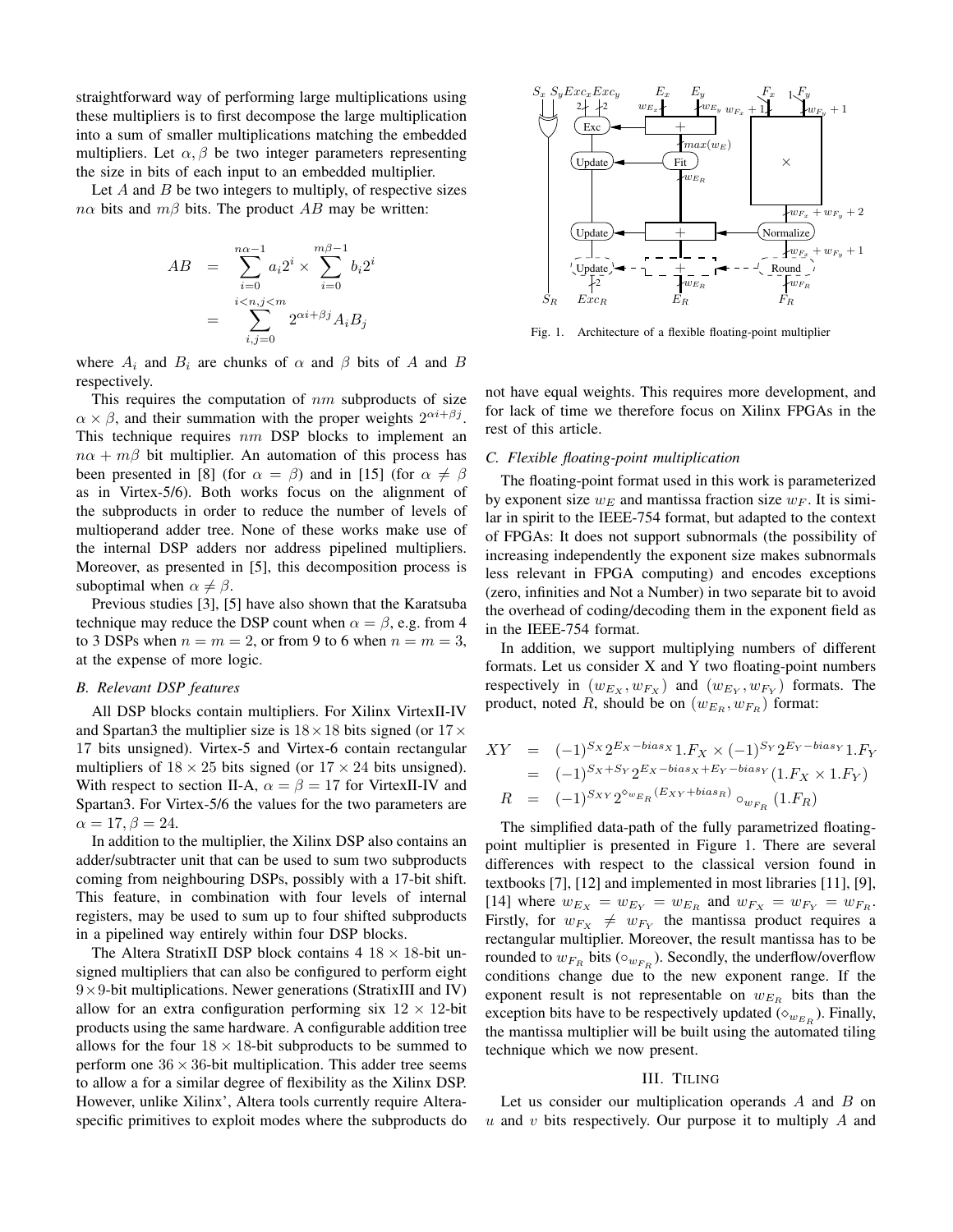straightforward way of performing large multiplications using these multipliers is to first decompose the large multiplication into a sum of smaller multiplications matching the embedded multipliers. Let $\alpha, \beta$ be two integer parameters representing the size in bits of each input to an embedded multiplier.

Let $A$ and $B$ be two integers to multiply, of respective sizes $n\alpha$ bits and $m\beta$ bits. The product $AB$ may be written:

$$
\begin{aligned}
AB &= \sum_{i=0}^{n\alpha-1} a_i 2^i \times \sum_{i=0}^{m\beta-1} b_i 2^i \\
&= \sum_{i,j=0}^{i<n, j<m} 2^{\alpha i + \beta j} A_i B_j
\end{aligned}
$$

where $A_i$ and $B_i$ are chunks of $\alpha$ and $\beta$ bits of $A$ and $B$ respectively.

This requires the computation of $nm$ subproducts of size $\alpha \times \beta$, and their summation with the proper weights $2^{\alpha i + \beta j}$. This technique requires $nm$ DSP blocks to implement an $n\alpha + m\beta$ bit multiplier. An automation of this process has been presented in [8] (for $\alpha = \beta$) and in [15] (for $\alpha \neq \beta$ as in Virtex-5/6). Both works focus on the alignment of the subproducts in order to reduce the number of levels of multioperand adder tree. None of these works make use of the internal DSP adders nor address pipelined multipliers. Moreover, as presented in [5], this decomposition process is suboptimal when $\alpha \neq \beta$.

Previous studies [3], [5] have also shown that the Karatsuba technique may reduce the DSP count when $\alpha = \beta$, e.g. from 4 to 3 DSPs when $n = m = 2$, or from 9 to 6 when $n = m = 3$, at the expense of more logic.

### B. Relevant DSP features

All DSP blocks contain multipliers. For Xilinx VirtexII-IV and Spartan3 the multiplier size is $18 \times 18$ bits signed (or $17 \times 17$ bits unsigned). Virtex-5 and Virtex-6 contain rectangular multipliers of $18 \times 25$ bits signed (or $17 \times 24$ bits unsigned). With respect to section II-A, $\alpha = \beta = 17$ for VirtexII-IV and Spartan3. For Virtex-5/6 the values for the two parameters are $\alpha = 17, \beta = 24$.

In addition to the multiplier, the Xilinx DSP also contains an adder/subtracter unit that can be used to sum two subproducts coming from neighbouring DSPs, possibly with a 17-bit shift. This feature, in combination with four levels of internal registers, may be used to sum up to four shifted subproducts in a pipelined way entirely within four DSP blocks.

The Altera StratixII DSP block contains 4 $18 \times 18$-bit unsigned multipliers that can also be configured to perform eight $9 \times 9$-bit multiplications. Newer generations (StratixIII and IV) allow for an extra configuration performing six $12 \times 12$-bit products using the same hardware. A configurable addition tree allows for the four $18 \times 18$-bit subproducts to be summed to perform one $36 \times 36$-bit multiplication. This adder tree seems to allow a for a similar degree of flexibility as the Xilinx DSP. However, unlike Xilinx', Altera tools currently require Altera-specific primitives to exploit modes where the subproducts do not have equal weights. This requires more development, and for lack of time we therefore focus on Xilinx FPGAs in the rest of this article.

Fig. 1. Architecture of a flexible floating-point multiplier

### C. Flexible floating-point multiplication

The floating-point format used in this work is parameterized by exponent size $w_E$ and mantissa fraction size $w_F$. It is similar in spirit to the IEEE-754 format, but adapted to the context of FPGAs: It does not support subnormals (the possibility of increasing independently the exponent size makes subnormals less relevant in FPGA computing) and encodes exceptions (zero, infinities and Not a Number) in two separate bit to avoid the overhead of coding/decoding them in the exponent field as in the IEEE-754 format.

In addition, we support multiplying numbers of different formats. Let us consider X and Y two floating-point numbers respectively in $(w_{E_X}, w_{F_X})$ and $(w_{E_Y}, w_{F_Y})$ formats. The product, noted $R$, should be on $(w_{E_R}, w_{F_R})$ format:

$$
\begin{aligned}
XY &= (-1)^{S_X} 2^{E_X - bias_X} 1.F_X \times (-1)^{S_Y} 2^{E_Y - bias_Y} 1.F_Y \\
&= (-1)^{S_X + S_Y} 2^{E_X - bias_X + E_Y - bias_Y} (1.F_X \times 1.F_Y) \\
R &= (-1)^{S_{XY}} 2^{\diamond_{w_{E_R}}(E_{XY} + bias_R)} \circ_{w_{F_R}} (1.F_R)
\end{aligned}
$$

The simplified data-path of the fully parametrized floating-point multiplier is presented in Figure 1. There are several differences with respect to the classical version found in textbooks [7], [12] and implemented in most libraries [11], [9], [14] where $w_{E_X} = w_{E_Y} = w_{E_R}$ and $w_{F_X} = w_{F_Y} = w_{F_R}$. Firstly, for $w_{F_X} \neq w_{F_Y}$ the mantissa product requires a rectangular multiplier. Moreover, the result mantissa has to be rounded to $w_{F_R}$ bits ($\circ_{w_{F_R}}$). Secondly, the underflow/overflow conditions change due to the new exponent range. If the exponent result is not representable on $w_{E_R}$ bits than the exception bits have to be respectively updated ($\diamond_{w_{E_R}}$). Finally, the mantissa multiplier will be built using the automated tiling technique which we now present.

## III. Tiling

Let us consider our multiplication operands $A$ and $B$ on $u$ and $v$ bits respectively. Our purpose it to multiply $A$ and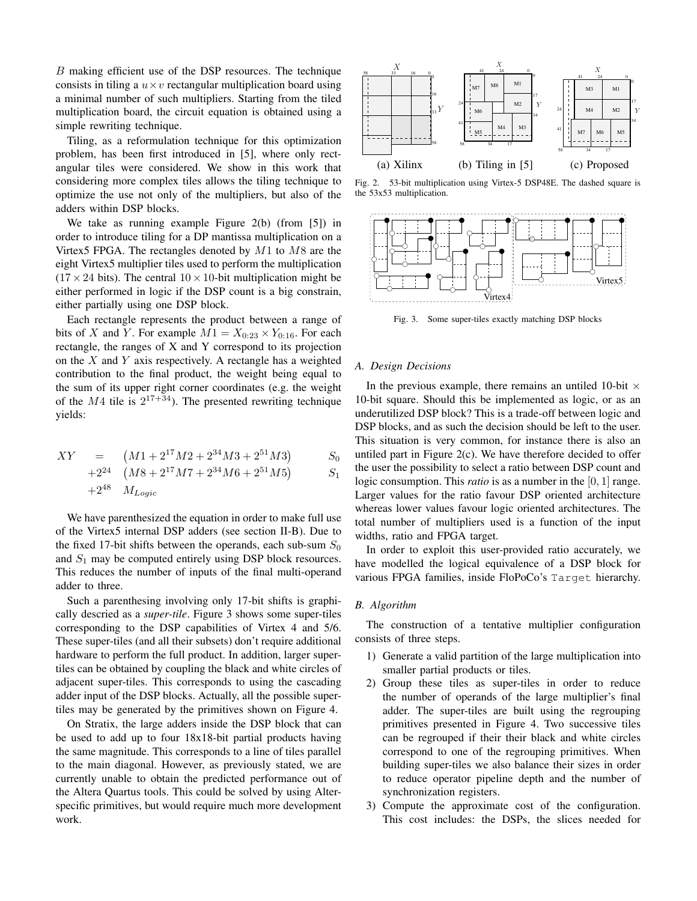$B$ making efficient use of the DSP resources. The technique consists in tiling a $u \times v$ rectangular multiplication board using a minimal number of such multipliers. Starting from the tiled multiplication board, the circuit equation is obtained using a simple rewriting technique.

Tiling, as a reformulation technique for this optimization problem, has been first introduced in [5], where only rectangular tiles were considered. We show in this work that considering more complex tiles allows the tiling technique to optimize the use not only of the multipliers, but also of the adders within DSP blocks.

We take as running example Figure 2(b) (from [5]) in order to introduce tiling for a DP mantissa multiplication on a Virtex5 FPGA. The rectangles denoted by $M1$ to $M8$ are the eight Virtex5 multiplier tiles used to perform the multiplication ($17 \times 24$ bits). The central $10 \times 10$-bit multiplication might be either performed in logic if the DSP count is a big constrain, either partially using one DSP block.

Each rectangle represents the product between a range of bits of $X$ and $Y$. For example $M1 = X_{0:23} \times Y_{0:16}$. For each rectangle, the ranges of X and Y correspond to its projection on the $X$ and $Y$ axis respectively. A rectangle has a weighted contribution to the final product, the weight being equal to the sum of its upper right corner coordinates (e.g. the weight of the $M4$ tile is $2^{17+34}$). The presented rewriting technique yields:

$$
\begin{aligned}
XY \;=\; & \left(M1 + 2^{17}M2 + 2^{34}M3 + 2^{51}M3\right) && S_0 \\
+2^{24} \; & \left(M8 + 2^{17}M7 + 2^{34}M6 + 2^{51}M5\right) && S_1 \\
+2^{48} \; & M_{Logic}
\end{aligned}
$$

We have parenthesized the equation in order to make full use of the Virtex5 internal DSP adders (see section II-B). Due to the fixed 17-bit shifts between the operands, each sub-sum $S_0$ and $S_1$ may be computed entirely using DSP block resources. This reduces the number of inputs of the final multi-operand adder to three.

Such a parenthesing involving only 17-bit shifts is graphically descried as a *super-tile*. Figure 3 shows some super-tiles corresponding to the DSP capabilities of Virtex 4 and 5/6. These super-tiles (and all their subsets) don't require additional hardware to perform the full product. In addition, larger super-tiles can be obtained by coupling the black and white circles of adjacent super-tiles. This corresponds to using the cascading adder input of the DSP blocks. Actually, all the possible super-tiles may be generated by the primitives shown on Figure 4.

On Stratix, the large adders inside the DSP block that can be used to add up to four 18x18-bit partial products having the same magnitude. This corresponds to a line of tiles parallel to the main diagonal. However, as previously stated, we are currently unable to obtain the predicted performance out of the Altera Quartus tools. This could be solved by using Alter-specific primitives, but would require much more development work.

Fig. 2. 53-bit multiplication using Virtex-5 DSP48E. The dashed square is the 53x53 multiplication.

Fig. 3. Some super-tiles exactly matching DSP blocks

### A. Design Decisions

In the previous example, there remains an untiled 10-bit $\times$ 10-bit square. Should this be implemented as logic, or as an underutilized DSP block? This is a trade-off between logic and DSP blocks, and as such the decision should be left to the user. This situation is very common, for instance there is also an untiled part in Figure 2(c). We have therefore decided to offer the user the possibility to select a ratio between DSP count and logic consumption. This *ratio* is as a number in the $[0, 1]$ range. Larger values for the ratio favour DSP oriented architecture whereas lower values favour logic oriented architectures. The total number of multipliers used is a function of the input widths, ratio and FPGA target.

In order to exploit this user-provided ratio accurately, we have modelled the logical equivalence of a DSP block for various FPGA families, inside FloPoCo's `Target` hierarchy.

### B. Algorithm

The construction of a tentative multiplier configuration consists of three steps.

1) Generate a valid partition of the large multiplication into smaller partial products or tiles.
2) Group these tiles as super-tiles in order to reduce the number of operands of the large multiplier's final adder. The super-tiles are built using the regrouping primitives presented in Figure 4. Two successive tiles can be regrouped if their their black and white circles correspond to one of the regrouping primitives. When building super-tiles we also balance their sizes in order to reduce operator pipeline depth and the number of synchronization registers.
3) Compute the approximate cost of the configuration. This cost includes: the DSPs, the slices needed for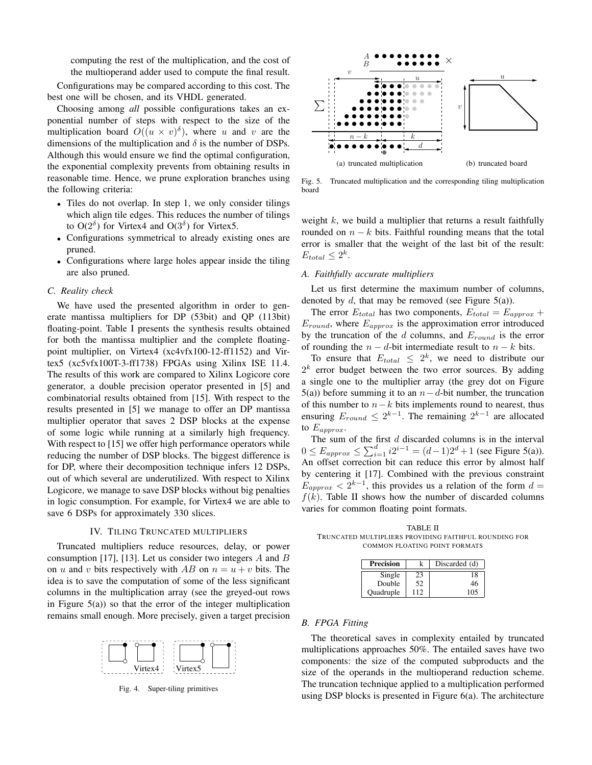computing the rest of the multiplication, and the cost of the multioperand adder used to compute the final result.

Configurations may be compared according to this cost. The best one will be chosen, and its VHDL generated.

Choosing among *all* possible configurations takes an exponential number of steps with respect to the size of the multiplication board $O((u \times v)^\delta)$, where $u$ and $v$ are the dimensions of the multiplication and $\delta$ is the number of DSPs. Although this would ensure we find the optimal configuration, the exponential complexity prevents from obtaining results in reasonable time. Hence, we prune exploration branches using the following criteria:

- Tiles do not overlap. In step 1, we only consider tilings which align tile edges. This reduces the number of tilings to $O(2^\delta)$ for Virtex4 and $O(3^\delta)$ for Virtex5.
- Configurations symmetrical to already existing ones are pruned.
- Configurations where large holes appear inside the tiling are also pruned.

### C. Reality check

We have used the presented algorithm in order to generate mantissa multipliers for DP (53bit) and QP (113bit) floating-point. Table I presents the synthesis results obtained for both the mantissa multiplier and the complete floating-point multiplier, on Virtex4 (xc4vfx100-12-ff1152) and Virtex5 (xc5vfx100T-3-ff1738) FPGAs using Xilinx ISE 11.4. The results of this work are compared to Xilinx Logicore core generator, a double precision operator presented in [5] and combinatorial results obtained from [15]. With respect to the results presented in [5] we manage to offer an DP mantissa multiplier operator that saves 2 DSP blocks at the expense of some logic while running at a similarly high frequency. With respect to [15] we offer high performance operators while reducing the number of DSP blocks. The biggest difference is for DP, where their decomposition technique infers 12 DSPs, out of which several are underutilized. With respect to Xilinx Logicore, we manage to save DSP blocks without big penalties in logic consumption. For example, for Virtex4 we are able to save 6 DSPs for approximately 330 slices.

## IV. Tiling Truncated Multipliers

Truncated multipliers reduce resources, delay, or power consumption [17], [13]. Let us consider two integers $A$ and $B$ on $u$ and $v$ bits respectively with $AB$ on $n = u + v$ bits. The idea is to save the computation of some of the less significant columns in the multiplication array (see the greyed-out rows in Figure 5(a)) so that the error of the integer multiplication remains small enough. More precisely, given a target precision

Fig. 4. Super-tiling primitives

(a) truncated multiplication (b) truncated board

Fig. 5. Truncated multiplication and the corresponding tiling multiplication board

weight $k$, we build a multiplier that returns a result faithfully rounded on $n - k$ bits. Faithful rounding means that the total error is smaller that the weight of the last bit of the result: $E_{total} \leq 2^k$.

### A. Faithfully accurate multipliers

Let us first determine the maximum number of columns, denoted by $d$, that may be removed (see Figure 5(a)).

The error $E_{total}$ has two components, $E_{total} = E_{approx} + E_{round}$, where $E_{approx}$ is the approximation error introduced by the truncation of the $d$ columns, and $E_{round}$ is the error of rounding the $n-d$-bit intermediate result to $n-k$ bits.

To ensure that $E_{total} \leq 2^k$, we need to distribute our $2^k$ error budget between the two error sources. By adding a single one to the multiplier array (the grey dot on Figure 5(a)) before summing it to an $n-d$-bit number, the truncation of this number to $n-k$ bits implements round to nearest, thus ensuring $E_{round} \leq 2^{k-1}$. The remaining $2^{k-1}$ are allocated to $E_{approx}$.

The sum of the first $d$ discarded columns is in the interval $0 \leq E_{approx} \leq \sum_{i=1}^{d} i2^{i-1} = (d-1)2^d + 1$ (see Figure 5(a)). An offset correction bit can reduce this error by almost half by centering it [17]. Combined with the previous constraint $E_{approx} < 2^{k-1}$, this provides us a relation of the form $d = f(k)$. Table II shows how the number of discarded columns varies for common floating point formats.

TABLE II
Truncated multipliers providing faithful rounding for common floating point formats

| Precision | k | Discarded (d) |
|---|---|---|
| Single | 23 | 18 |
| Double | 52 | 46 |
| Quadruple | 112 | 105 |

### B. FPGA Fitting

The theoretical saves in complexity entailed by truncated multiplications approaches 50%. The entailed saves have two components: the size of the computed subproducts and the size of the operands in the multioperand reduction scheme. The truncation technique applied to a multiplication performed using DSP blocks is presented in Figure 6(a). The architecture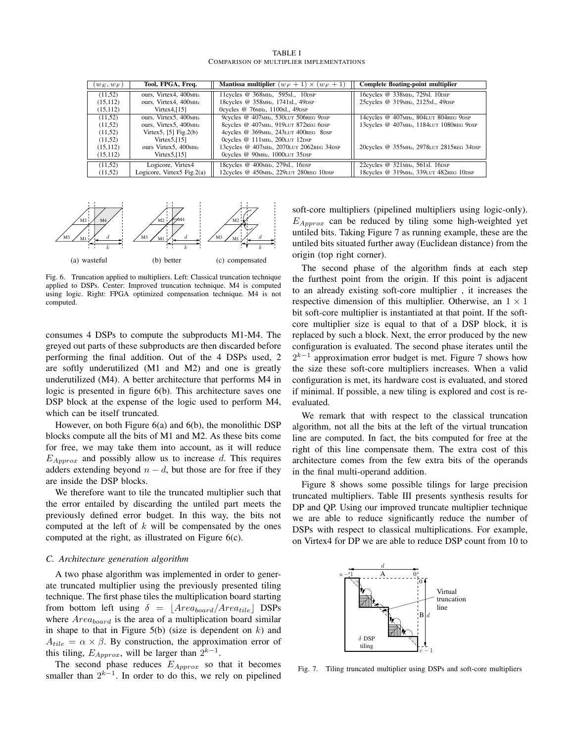TABLE I
COMPARISON OF MULTIPLIER IMPLEMENTATIONS

| $(w_E, w_F)$ | Tool, FPGA, Freq. | Mantissa multiplier $(w_F+1)\times(w_F+1)$ | Complete floating-point multiplier |
|---|---|---|---|
| (11,52) | ours, Virtex4, 400MHz | 11cycles @ 368MHz, 595sl., 10DSP | 16cycles @ 338MHz, 729sl. 10DSP |
| (15,112) | ours, Virtex4, 400MHz | 18cycles @ 358MHz, 1741sl., 49DSP | 25cycles @ 319MHz, 2125sl., 49DSP |
| (15,112) | Virtex4,[15] | 0cycles @ 76MHz, 1100sl., 49DSP | |
| (11,52) | ours, Virtex5, 400MHz | 9cycles @ 407MHz, 530LUT 506REG 9DSP | 14cycles @ 407MHz, 804LUT 804REG 9DSP |
| (11,52) | ours, Virtex5, 400MHz | 8cycles @ 407MHz, 919LUT 872REG 6DSP | 13cycles @ 407MHz, 1184LUT 1080REG 9DSP |
| (11,52) | Virtex5, [5] Fig.2(b) | 4cycles @ 369MHz, 243LUT 400REG 8DSP | |
| (11,52) | Virtex5,[15] | 0cycles @ 111MHz, 200LUT 12DSP | |
| (15,112) | ours Virtex5, 400MHz | 13cycles @ 407MHz, 2070LUT 2062REG 34DSP | 20cycles @ 355MHz, 2978LUT 2815REG 34DSP |
| (15,112) | Virtex5,[15] | 0cycles @ 90MHz, 1000LUT 35DSP | |
| (11,52) | Logicore, Virtex4 | 18cycles @ 400MHz, 279sl., 16DSP | 22cycles @ 321MHz, 561sl. 16DSP |
| (11,52) | Logicore, Virtex5 Fig.2(a) | 12cycles @ 450MHz, 229LUT 280REG 10DSP | 18cycles @ 319MHz, 339LUT 482REG 10DSP |

(a) wasteful (b) better (c) compensated

Fig. 6. Truncation applied to multipliers. Left: Classical truncation technique applied to DSPs. Center: Improved truncation technique. M4 is computed using logic. Right: FPGA optimized compensation technique. M4 is not computed.

consumes 4 DSPs to compute the subproducts M1-M4. The greyed out parts of these subproducts are then discarded before performing the final addition. Out of the 4 DSPs used, 2 are softly underutilized (M1 and M2) and one is greatly underutilized (M4). A better architecture that performs M4 in logic is presented in figure 6(b). This architecture saves one DSP block at the expense of the logic used to perform M4, which can be itself truncated.

However, on both Figure 6(a) and 6(b), the monolithic DSP blocks compute all the bits of M1 and M2. As these bits come for free, we may take them into account, as it will reduce $E_{Approx}$ and possibly allow us to increase $d$. This requires adders extending beyond $n-d$, but those are for free if they are inside the DSP blocks.

We therefore want to tile the truncated multiplier such that the error entailed by discarding the untiled part meets the previously defined error budget. In this way, the bits not computed at the left of $k$ will be compensated by the ones computed at the right, as illustrated on Figure 6(c).

### C. Architecture generation algorithm

A two phase algorithm was implemented in order to generate truncated multiplier using the previously presented tiling technique. The first phase tiles the multiplication board starting from bottom left using $\delta = \lfloor Area_{board}/Area_{tile} \rfloor$ DSPs where $Area_{board}$ is the area of a multiplication board similar in shape to that in Figure 5(b) (size is dependent on $k$) and $A_{tile} = \alpha \times \beta$. By construction, the approximation error of this tiling, $E_{Approx}$, will be larger than $2^{k-1}$.

The second phase reduces $E_{Approx}$ so that it becomes smaller than $2^{k-1}$. In order to do this, we rely on pipelined soft-core multipliers (pipelined multipliers using logic-only). $E_{Approx}$ can be reduced by tiling some high-weighted yet untiled bits. Taking Figure 7 as running example, these are the untiled bits situated further away (Euclidean distance) from the origin (top right corner).

The second phase of the algorithm finds at each step the furthest point from the origin. If this point is adjacent to an already existing soft-core multiplier , it increases the respective dimension of this multiplier. Otherwise, an $1 \times 1$ bit soft-core multiplier is instantiated at that point. If the soft-core multiplier size is equal to that of a DSP block, it is replaced by such a block. Next, the error produced by the new configuration is evaluated. The second phase iterates until the $2^{k-1}$ approximation error budget is met. Figure 7 shows how the size these soft-core multipliers increases. When a valid configuration is met, its hardware cost is evaluated, and stored if minimal. If possible, a new tiling is explored and cost is re-evaluated.

We remark that with respect to the classical truncation algorithm, not all the bits at the left of the virtual truncation line are computed. In fact, the bits computed for free at the right of this line compensate them. The extra cost of this architecture comes from the few extra bits of the operands in the final multi-operand addition.

Figure 8 shows some possible tilings for large precision truncated multipliers. Table III presents synthesis results for DP and QP. Using our improved truncate multiplier technique we are able to reduce significantly reduce the number of DSPs with respect to classical multiplications. For example, on Virtex4 for DP we are able to reduce DSP count from 10 to

Fig. 7. Tiling truncated multiplier using DSPs and soft-core multipliers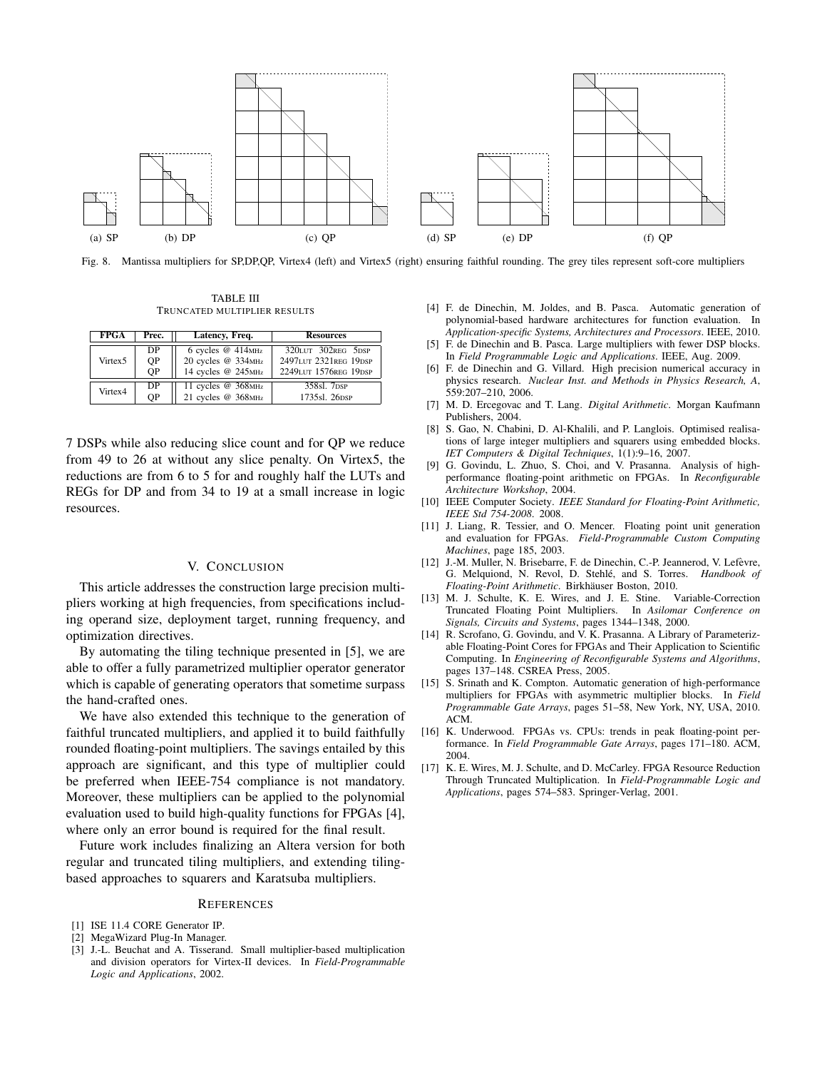(a) SP (b) DP (c) QP (d) SP (e) DP (f) QP

Fig. 8. Mantissa multipliers for SP,DP,QP, Virtex4 (left) and Virtex5 (right) ensuring faithful rounding. The grey tiles represent soft-core multipliers

TABLE III
TRUNCATED MULTIPLIER RESULTS

| FPGA | Prec. | Latency, Freq. | Resources |
|---|---|---|---|
| Virtex5 | DP | 6 cycles @ 414MHz | 320LUT 302REG 5DSP |
| | QP | 20 cycles @ 334MHz | 2497LUT 2321REG 19DSP |
| | QP | 14 cycles @ 245MHz | 2249LUT 1576REG 19DSP |
| Virtex4 | DP | 11 cycles @ 368MHz | 358sl. 7DSP |
| | QP | 21 cycles @ 368MHz | 1735sl. 26DSP |

7 DSPs while also reducing slice count and for QP we reduce from 49 to 26 at without any slice penalty. On Virtex5, the reductions are from 6 to 5 for and roughly half the LUTs and REGs for DP and from 34 to 19 at a small increase in logic resources.

## V. CONCLUSION

This article addresses the construction large precision multipliers working at high frequencies, from specifications including operand size, deployment target, running frequency, and optimization directives.

By automating the tiling technique presented in [5], we are able to offer a fully parametrized multiplier operator generator which is capable of generating operators that sometime surpass the hand-crafted ones.

We have also extended this technique to the generation of faithful truncated multipliers, and applied it to build faithfully rounded floating-point multipliers. The savings entailed by this approach are significant, and this type of multiplier could be preferred when IEEE-754 compliance is not mandatory. Moreover, these multipliers can be applied to the polynomial evaluation used to build high-quality functions for FPGAs [4], where only an error bound is required for the final result.

Future work includes finalizing an Altera version for both regular and truncated tiling multipliers, and extending tiling-based approaches to squarers and Karatsuba multipliers.

## REFERENCES

[1] ISE 11.4 CORE Generator IP.
[2] MegaWizard Plug-In Manager.
[3] J.-L. Beuchat and A. Tisserand. Small multiplier-based multiplication and division operators for Virtex-II devices. In *Field-Programmable Logic and Applications*, 2002.
[4] F. de Dinechin, M. Joldes, and B. Pasca. Automatic generation of polynomial-based hardware architectures for function evaluation. In *Application-specific Systems, Architectures and Processors*. IEEE, 2010.
[5] F. de Dinechin and B. Pasca. Large multipliers with fewer DSP blocks. In *Field Programmable Logic and Applications*. IEEE, Aug. 2009.
[6] F. de Dinechin and G. Villard. High precision numerical accuracy in physics research. *Nuclear Inst. and Methods in Physics Research, A*, 559:207–210, 2006.
[7] M. D. Ercegovac and T. Lang. *Digital Arithmetic*. Morgan Kaufmann Publishers, 2004.
[8] S. Gao, N. Chabini, D. Al-Khalili, and P. Langlois. Optimised realisations of large integer multipliers and squarers using embedded blocks. *IET Computers & Digital Techniques*, 1(1):9–16, 2007.
[9] G. Govindu, L. Zhuo, S. Choi, and V. Prasanna. Analysis of high-performance floating-point arithmetic on FPGAs. In *Reconfigurable Architecture Workshop*, 2004.
[10] IEEE Computer Society. *IEEE Standard for Floating-Point Arithmetic, IEEE Std 754-2008*. 2008.
[11] J. Liang, R. Tessier, and O. Mencer. Floating point unit generation and evaluation for FPGAs. *Field-Programmable Custom Computing Machines*, page 185, 2003.
[12] J.-M. Muller, N. Brisebarre, F. de Dinechin, C.-P. Jeannerod, V. Lefèvre, G. Melquiond, N. Revol, D. Stehlé, and S. Torres. *Handbook of Floating-Point Arithmetic*. Birkhäuser Boston, 2010.
[13] M. J. Schulte, K. E. Wires, and J. E. Stine. Variable-Correction Truncated Floating Point Multipliers. In *Asilomar Conference on Signals, Circuits and Systems*, pages 1344–1348, 2000.
[14] R. Scrofano, G. Govindu, and V. K. Prasanna. A Library of Parameterizable Floating-Point Cores for FPGAs and Their Application to Scientific Computing. In *Engineering of Reconfigurable Systems and Algorithms*, pages 137–148. CSREA Press, 2005.
[15] S. Srinath and K. Compton. Automatic generation of high-performance multipliers for FPGAs with asymmetric multiplier blocks. In *Field Programmable Gate Arrays*, pages 51–58, New York, NY, USA, 2010. ACM.
[16] K. Underwood. FPGAs vs. CPUs: trends in peak floating-point performance. In *Field Programmable Gate Arrays*, pages 171–180. ACM, 2004.
[17] K. E. Wires, M. J. Schulte, and D. McCarley. FPGA Resource Reduction Through Truncated Multiplication. In *Field-Programmable Logic and Applications*, pages 574–583. Springer-Verlag, 2001.